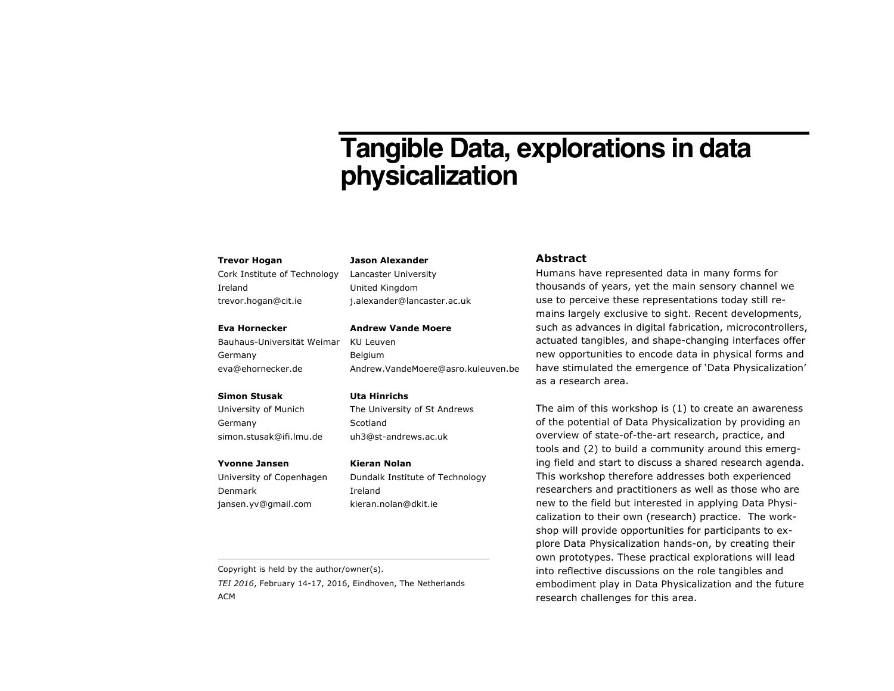# Tangible Data, explorations in data physicalization

**Trevor Hogan**
Cork Institute of Technology
Ireland
trevor.hogan@cit.ie

**Eva Hornecker**
Bauhaus-Universität Weimar
Germany
eva@ehornecker.de

**Simon Stusak**
University of Munich
Germany
simon.stusak@ifi.lmu.de

**Yvonne Jansen**
University of Copenhagen
Denmark
jansen.yv@gmail.com

**Jason Alexander**
Lancaster University
United Kingdom
j.alexander@lancaster.ac.uk

**Andrew Vande Moere**
KU Leuven
Belgium
Andrew.VandeMoere@asro.kuleuven.be

**Uta Hinrichs**
The University of St Andrews
Scotland
uh3@st-andrews.ac.uk

**Kieran Nolan**
Dundalk Institute of Technology
Ireland
kieran.nolan@dkit.ie

Copyright is held by the author/owner(s).
*TEI 2016*, February 14-17, 2016, Eindhoven, The Netherlands
ACM

## Abstract

Humans have represented data in many forms for thousands of years, yet the main sensory channel we use to perceive these representations today still remains largely exclusive to sight. Recent developments, such as advances in digital fabrication, microcontrollers, actuated tangibles, and shape-changing interfaces offer new opportunities to encode data in physical forms and have stimulated the emergence of 'Data Physicalization' as a research area.

The aim of this workshop is (1) to create an awareness of the potential of Data Physicalization by providing an overview of state-of-the-art research, practice, and tools and (2) to build a community around this emerging field and start to discuss a shared research agenda. This workshop therefore addresses both experienced researchers and practitioners as well as those who are new to the field but interested in applying Data Physicalization to their own (research) practice. The workshop will provide opportunities for participants to explore Data Physicalization hands-on, by creating their own prototypes. These practical explorations will lead into reflective discussions on the role tangibles and embodiment play in Data Physicalization and the future research challenges for this area.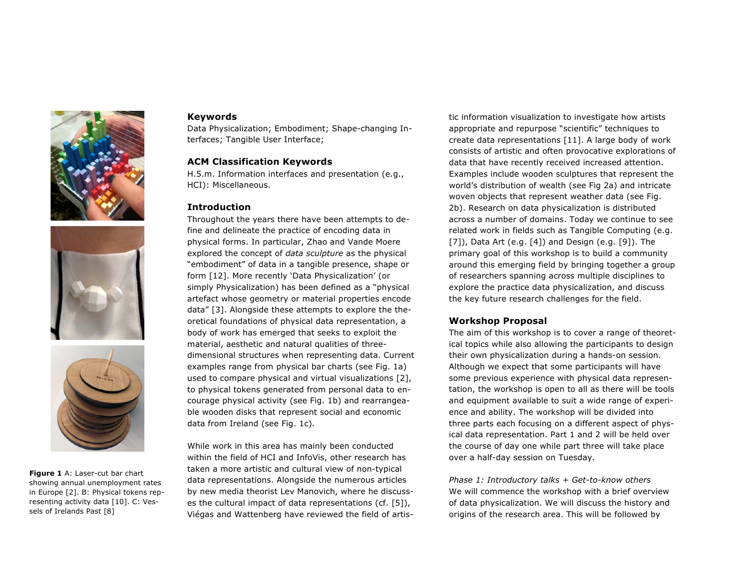**Figure 1** A: Laser-cut bar chart showing annual unemployment rates in Europe [2]. B: Physical tokens representing activity data [10]. C: Vessels of Irelands Past [8]

### Keywords

Data Physicalization; Embodiment; Shape-changing Interfaces; Tangible User Interface;

### ACM Classification Keywords

H.5.m. Information interfaces and presentation (e.g., HCI): Miscellaneous.

### Introduction

Throughout the years there have been attempts to define and delineate the practice of encoding data in physical forms. In particular, Zhao and Vande Moere explored the concept of *data sculpture* as the physical "embodiment" of data in a tangible presence, shape or form [12]. More recently 'Data Physicalization' (or simply Physicalization) has been defined as a "physical artefact whose geometry or material properties encode data" [3]. Alongside these attempts to explore the theoretical foundations of physical data representation, a body of work has emerged that seeks to exploit the material, aesthetic and natural qualities of three-dimensional structures when representing data. Current examples range from physical bar charts (see Fig. 1a) used to compare physical and virtual visualizations [2], to physical tokens generated from personal data to encourage physical activity (see Fig. 1b) and rearrangeable wooden disks that represent social and economic data from Ireland (see Fig. 1c).

While work in this area has mainly been conducted within the field of HCI and InfoVis, other research has taken a more artistic and cultural view of non-typical data representations. Alongside the numerous articles by new media theorist Lev Manovich, where he discusses the cultural impact of data representations (cf. [5]), Viégas and Wattenberg have reviewed the field of artistic information visualization to investigate how artists appropriate and repurpose "scientific" techniques to create data representations [11]. A large body of work consists of artistic and often provocative explorations of data that have recently received increased attention. Examples include wooden sculptures that represent the world's distribution of wealth (see Fig 2a) and intricate woven objects that represent weather data (see Fig. 2b). Research on data physicalization is distributed across a number of domains. Today we continue to see related work in fields such as Tangible Computing (e.g. [7]), Data Art (e.g. [4]) and Design (e.g. [9]). The primary goal of this workshop is to build a community around this emerging field by bringing together a group of researchers spanning across multiple disciplines to explore the practice data physicalization, and discuss the key future research challenges for the field.

### Workshop Proposal

The aim of this workshop is to cover a range of theoretical topics while also allowing the participants to design their own physicalization during a hands-on session. Although we expect that some participants will have some previous experience with physical data representation, the workshop is open to all as there will be tools and equipment available to suit a wide range of experience and ability. The workshop will be divided into three parts each focusing on a different aspect of physical data representation. Part 1 and 2 will be held over the course of day one while part three will take place over a half-day session on Tuesday.

*Phase 1: Introductory talks + Get-to-know others*

We will commence the workshop with a brief overview of data physicalization. We will discuss the history and origins of the research area. This will be followed by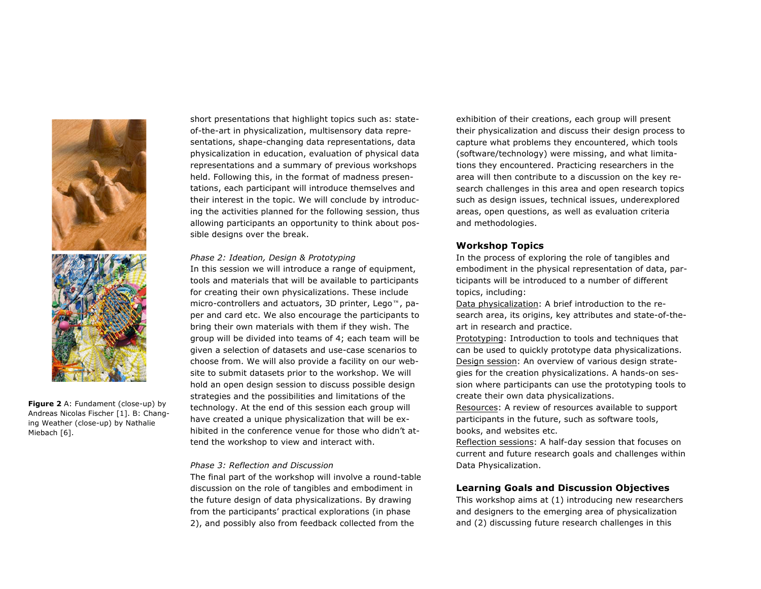short presentations that highlight topics such as: state-of-the-art in physicalization, multisensory data representations, shape-changing data representations, data physicalization in education, evaluation of physical data representations and a summary of previous workshops held. Following this, in the format of madness presentations, each participant will introduce themselves and their interest in the topic. We will conclude by introducing the activities planned for the following session, thus allowing participants an opportunity to think about possible designs over the break.

*Phase 2: Ideation, Design & Prototyping*

In this session we will introduce a range of equipment, tools and materials that will be available to participants for creating their own physicalizations. These include micro-controllers and actuators, 3D printer, Lego™, paper and card etc. We also encourage the participants to bring their own materials with them if they wish. The group will be divided into teams of 4; each team will be given a selection of datasets and use-case scenarios to choose from. We will also provide a facility on our website to submit datasets prior to the workshop. We will hold an open design session to discuss possible design strategies and the possibilities and limitations of the technology. At the end of this session each group will have created a unique physicalization that will be exhibited in the conference venue for those who didn't attend the workshop to view and interact with.

*Phase 3: Reflection and Discussion*

The final part of the workshop will involve a round-table discussion on the role of tangibles and embodiment in the future design of data physicalizations. By drawing from the participants' practical explorations (in phase 2), and possibly also from feedback collected from the exhibition of their creations, each group will present their physicalization and discuss their design process to capture what problems they encountered, which tools (software/technology) were missing, and what limitations they encountered. Practicing researchers in the area will then contribute to a discussion on the key research challenges in this area and open research topics such as design issues, technical issues, underexplored areas, open questions, as well as evaluation criteria and methodologies.

**Figure 2** A: Fundament (close-up) by Andreas Nicolas Fischer [1]. B: Changing Weather (close-up) by Nathalie Miebach [6].

## Workshop Topics

In the process of exploring the role of tangibles and embodiment in the physical representation of data, participants will be introduced to a number of different topics, including:

Data physicalization: A brief introduction to the research area, its origins, key attributes and state-of-the-art in research and practice.

Prototyping: Introduction to tools and techniques that can be used to quickly prototype data physicalizations.

Design session: An overview of various design strategies for the creation physicalizations. A hands-on session where participants can use the prototyping tools to create their own data physicalizations.

Resources: A review of resources available to support participants in the future, such as software tools, books, and websites etc.

Reflection sessions: A half-day session that focuses on current and future research goals and challenges within Data Physicalization.

## Learning Goals and Discussion Objectives

This workshop aims at (1) introducing new researchers and designers to the emerging area of physicalization and (2) discussing future research challenges in this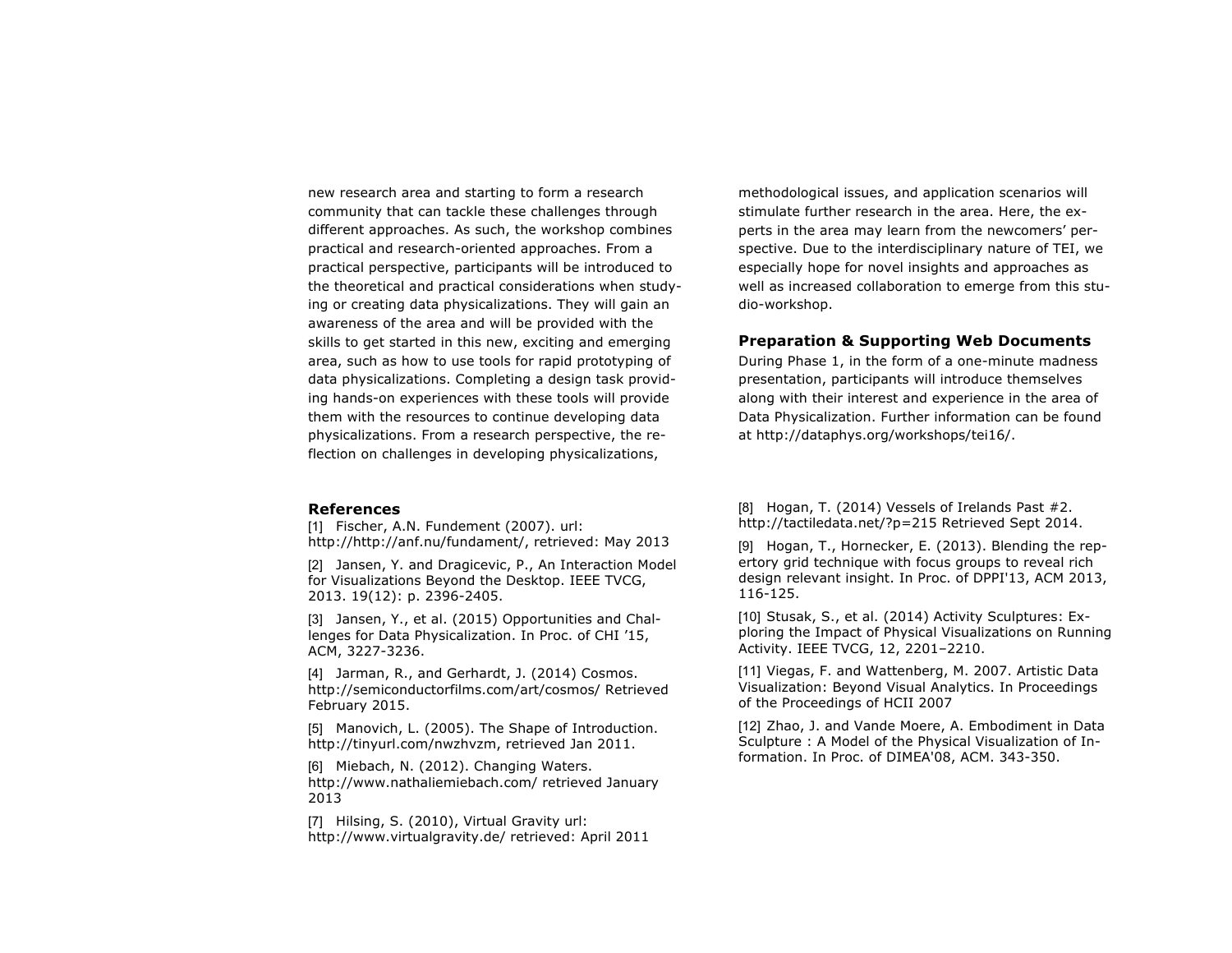new research area and starting to form a research community that can tackle these challenges through different approaches. As such, the workshop combines practical and research-oriented approaches. From a practical perspective, participants will be introduced to the theoretical and practical considerations when studying or creating data physicalizations. They will gain an awareness of the area and will be provided with the skills to get started in this new, exciting and emerging area, such as how to use tools for rapid prototyping of data physicalizations. Completing a design task providing hands-on experiences with these tools will provide them with the resources to continue developing data physicalizations. From a research perspective, the reflection on challenges in developing physicalizations, methodological issues, and application scenarios will stimulate further research in the area. Here, the experts in the area may learn from the newcomers' perspective. Due to the interdisciplinary nature of TEI, we especially hope for novel insights and approaches as well as increased collaboration to emerge from this studio-workshop.

### Preparation & Supporting Web Documents

During Phase 1, in the form of a one-minute madness presentation, participants will introduce themselves along with their interest and experience in the area of Data Physicalization. Further information can be found at http://dataphys.org/workshops/tei16/.

### References

[1] Fischer, A.N. Fundement (2007). url: http://http://anf.nu/fundament/, retrieved: May 2013

[2] Jansen, Y. and Dragicevic, P., An Interaction Model for Visualizations Beyond the Desktop. IEEE TVCG, 2013. 19(12): p. 2396-2405.

[3] Jansen, Y., et al. (2015) Opportunities and Challenges for Data Physicalization. In Proc. of CHI '15, ACM, 3227-3236.

[4] Jarman, R., and Gerhardt, J. (2014) Cosmos. http://semiconductorfilms.com/art/cosmos/ Retrieved February 2015.

[5] Manovich, L. (2005). The Shape of Introduction. http://tinyurl.com/nwzhvzm, retrieved Jan 2011.

[6] Miebach, N. (2012). Changing Waters. http://www.nathaliemiebach.com/ retrieved January 2013

[7] Hilsing, S. (2010), Virtual Gravity url: http://www.virtualgravity.de/ retrieved: April 2011

[8] Hogan, T. (2014) Vessels of Irelands Past #2. http://tactiledata.net/?p=215 Retrieved Sept 2014.

[9] Hogan, T., Hornecker, E. (2013). Blending the repertory grid technique with focus groups to reveal rich design relevant insight. In Proc. of DPPI'13, ACM 2013, 116-125.

[10] Stusak, S., et al. (2014) Activity Sculptures: Exploring the Impact of Physical Visualizations on Running Activity. IEEE TVCG, 12, 2201–2210.

[11] Viegas, F. and Wattenberg, M. 2007. Artistic Data Visualization: Beyond Visual Analytics. In Proceedings of the Proceedings of HCII 2007

[12] Zhao, J. and Vande Moere, A. Embodiment in Data Sculpture : A Model of the Physical Visualization of Information. In Proc. of DIMEA'08, ACM. 343-350.